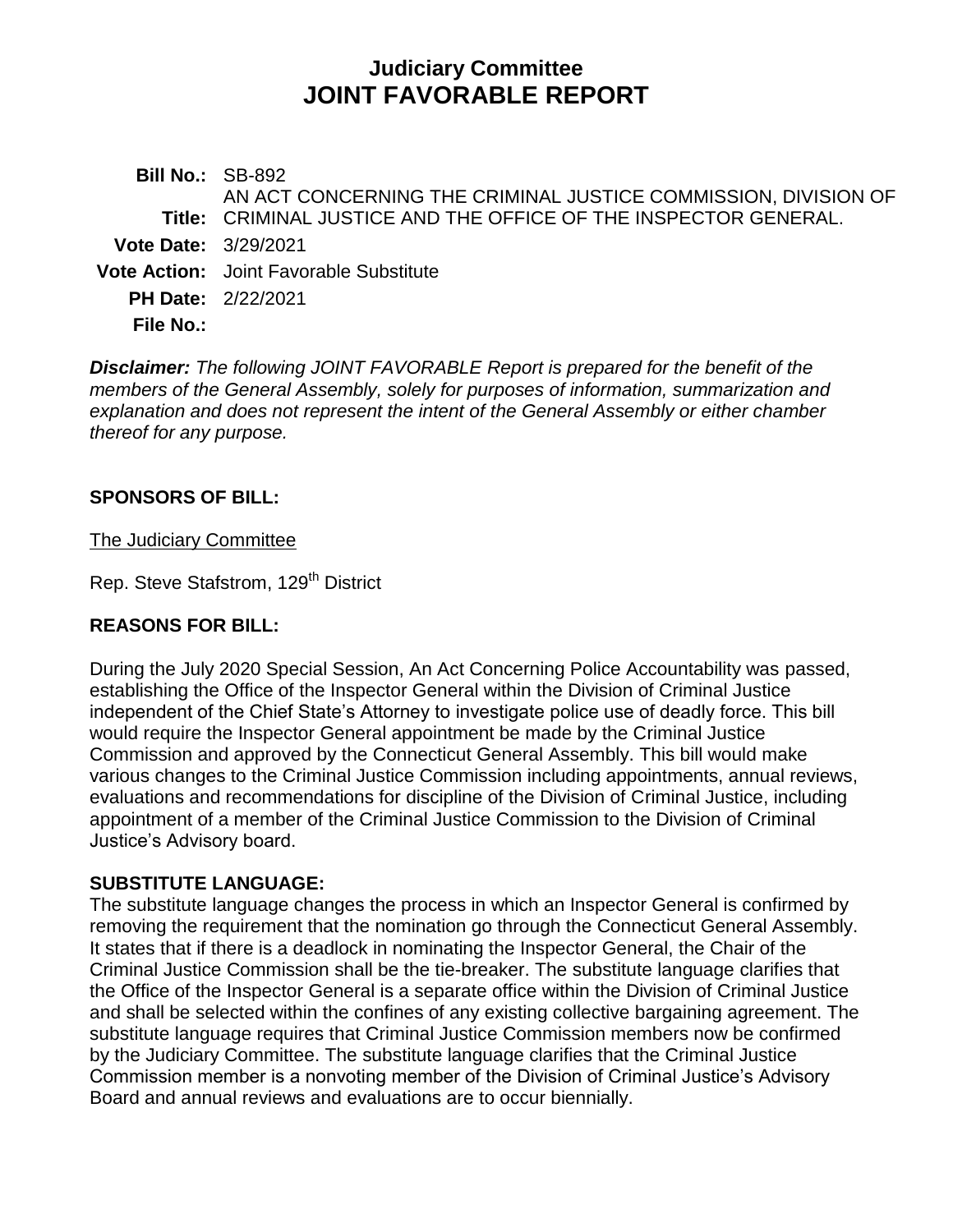# Judiciary Committee
# JOINT FAVORABLE REPORT

**Bill No.:** SB-892

**Title:** AN ACT CONCERNING THE CRIMINAL JUSTICE COMMISSION, DIVISION OF CRIMINAL JUSTICE AND THE OFFICE OF THE INSPECTOR GENERAL.

**Vote Date:** 3/29/2021

**Vote Action:** Joint Favorable Substitute

**PH Date:** 2/22/2021

**File No.:**

***Disclaimer:*** *The following JOINT FAVORABLE Report is prepared for the benefit of the members of the General Assembly, solely for purposes of information, summarization and explanation and does not represent the intent of the General Assembly or either chamber thereof for any purpose.*

## SPONSORS OF BILL:

The Judiciary Committee

Rep. Steve Stafstrom, 129th District

## REASONS FOR BILL:

During the July 2020 Special Session, An Act Concerning Police Accountability was passed, establishing the Office of the Inspector General within the Division of Criminal Justice independent of the Chief State's Attorney to investigate police use of deadly force. This bill would require the Inspector General appointment be made by the Criminal Justice Commission and approved by the Connecticut General Assembly. This bill would make various changes to the Criminal Justice Commission including appointments, annual reviews, evaluations and recommendations for discipline of the Division of Criminal Justice, including appointment of a member of the Criminal Justice Commission to the Division of Criminal Justice's Advisory board.

## SUBSTITUTE LANGUAGE:

The substitute language changes the process in which an Inspector General is confirmed by removing the requirement that the nomination go through the Connecticut General Assembly. It states that if there is a deadlock in nominating the Inspector General, the Chair of the Criminal Justice Commission shall be the tie-breaker. The substitute language clarifies that the Office of the Inspector General is a separate office within the Division of Criminal Justice and shall be selected within the confines of any existing collective bargaining agreement. The substitute language requires that Criminal Justice Commission members now be confirmed by the Judiciary Committee. The substitute language clarifies that the Criminal Justice Commission member is a nonvoting member of the Division of Criminal Justice's Advisory Board and annual reviews and evaluations are to occur biennially.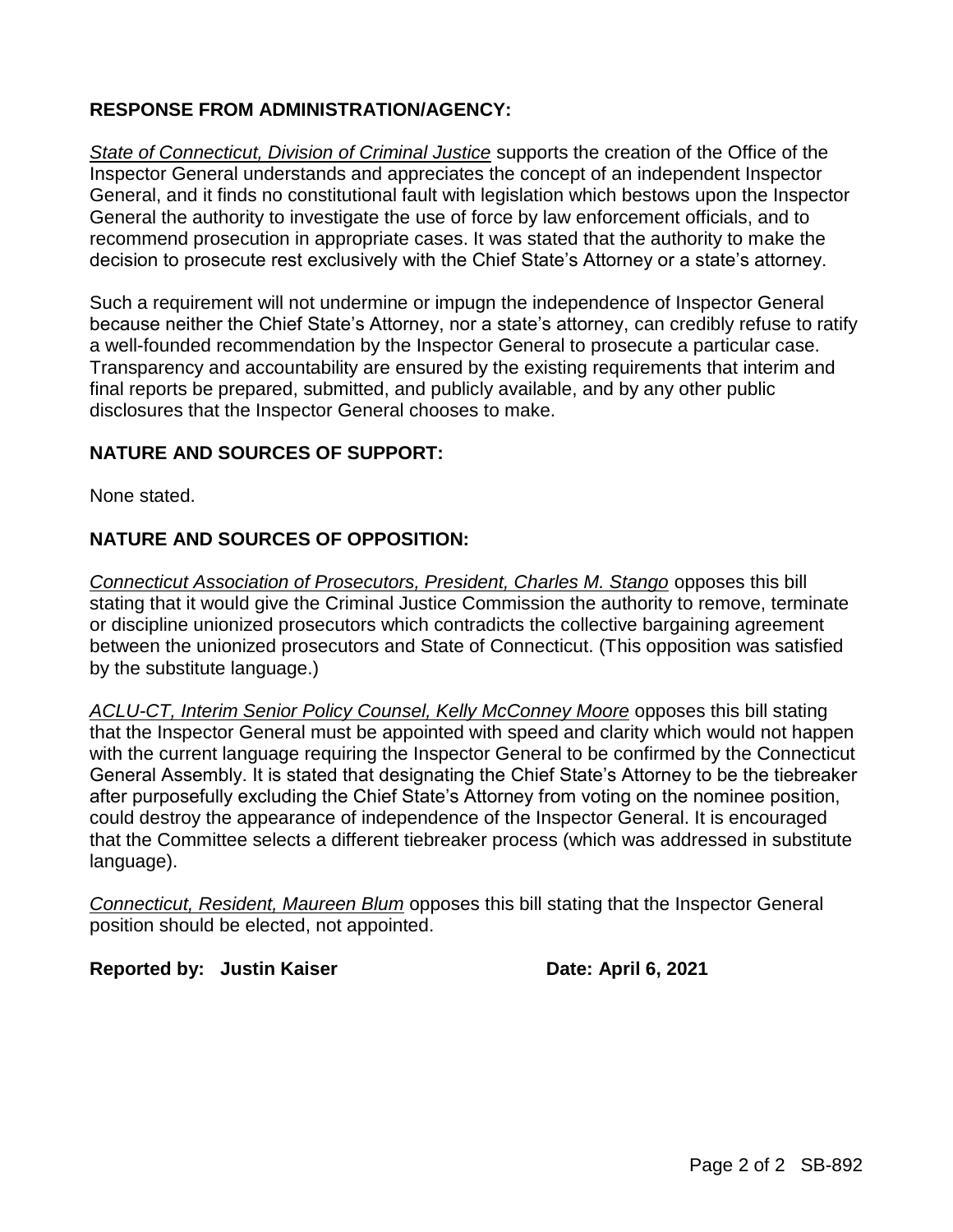**RESPONSE FROM ADMINISTRATION/AGENCY:**

*State of Connecticut, Division of Criminal Justice* supports the creation of the Office of the Inspector General understands and appreciates the concept of an independent Inspector General, and it finds no constitutional fault with legislation which bestows upon the Inspector General the authority to investigate the use of force by law enforcement officials, and to recommend prosecution in appropriate cases. It was stated that the authority to make the decision to prosecute rest exclusively with the Chief State's Attorney or a state's attorney.

Such a requirement will not undermine or impugn the independence of Inspector General because neither the Chief State's Attorney, nor a state's attorney, can credibly refuse to ratify a well-founded recommendation by the Inspector General to prosecute a particular case. Transparency and accountability are ensured by the existing requirements that interim and final reports be prepared, submitted, and publicly available, and by any other public disclosures that the Inspector General chooses to make.

**NATURE AND SOURCES OF SUPPORT:**

None stated.

**NATURE AND SOURCES OF OPPOSITION:**

*Connecticut Association of Prosecutors, President, Charles M. Stango* opposes this bill stating that it would give the Criminal Justice Commission the authority to remove, terminate or discipline unionized prosecutors which contradicts the collective bargaining agreement between the unionized prosecutors and State of Connecticut. (This opposition was satisfied by the substitute language.)

*ACLU-CT, Interim Senior Policy Counsel, Kelly McConney Moore* opposes this bill stating that the Inspector General must be appointed with speed and clarity which would not happen with the current language requiring the Inspector General to be confirmed by the Connecticut General Assembly. It is stated that designating the Chief State's Attorney to be the tiebreaker after purposefully excluding the Chief State's Attorney from voting on the nominee position, could destroy the appearance of independence of the Inspector General. It is encouraged that the Committee selects a different tiebreaker process (which was addressed in substitute language).

*Connecticut, Resident, Maureen Blum* opposes this bill stating that the Inspector General position should be elected, not appointed.

**Reported by: Justin Kaiser** **Date: April 6, 2021**